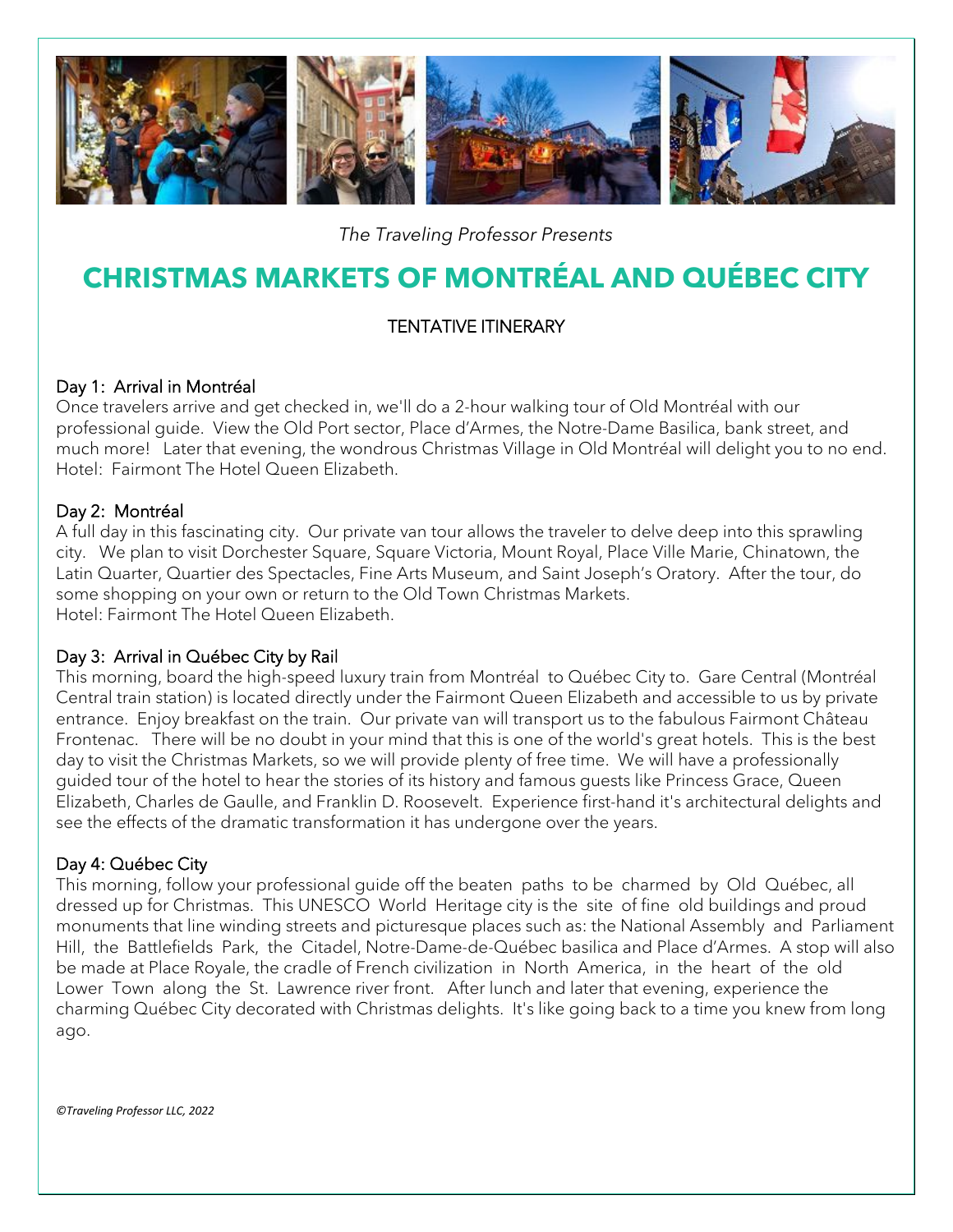*The Traveling Professor Presents*

# CHRISTMAS MARKETS OF MONTRÉAL AND QUÉBEC CITY

TENTATIVE ITINERARY

## Day 1: Arrival in Montréal

Once travelers arrive and get checked in, we'll do a 2-hour walking tour of Old Montréal with our professional guide. View the Old Port sector, Place d'Armes, the Notre-Dame Basilica, bank street, and much more! Later that evening, the wondrous Christmas Village in Old Montréal will delight you to no end. Hotel: Fairmont The Hotel Queen Elizabeth.

## Day 2: Montréal

A full day in this fascinating city. Our private van tour allows the traveler to delve deep into this sprawling city. We plan to visit Dorchester Square, Square Victoria, Mount Royal, Place Ville Marie, Chinatown, the Latin Quarter, Quartier des Spectacles, Fine Arts Museum, and Saint Joseph's Oratory. After the tour, do some shopping on your own or return to the Old Town Christmas Markets.
Hotel: Fairmont The Hotel Queen Elizabeth.

## Day 3: Arrival in Québec City by Rail

This morning, board the high-speed luxury train from Montréal to Québec City to. Gare Central (Montréal Central train station) is located directly under the Fairmont Queen Elizabeth and accessible to us by private entrance. Enjoy breakfast on the train. Our private van will transport us to the fabulous Fairmont Château Frontenac. There will be no doubt in your mind that this is one of the world's great hotels. This is the best day to visit the Christmas Markets, so we will provide plenty of free time. We will have a professionally guided tour of the hotel to hear the stories of its history and famous guests like Princess Grace, Queen Elizabeth, Charles de Gaulle, and Franklin D. Roosevelt. Experience first-hand it's architectural delights and see the effects of the dramatic transformation it has undergone over the years.

## Day 4: Québec City

This morning, follow your professional guide off the beaten paths to be charmed by Old Québec, all dressed up for Christmas. This UNESCO World Heritage city is the site of fine old buildings and proud monuments that line winding streets and picturesque places such as: the National Assembly and Parliament Hill, the Battlefields Park, the Citadel, Notre-Dame-de-Québec basilica and Place d'Armes. A stop will also be made at Place Royale, the cradle of French civilization in North America, in the heart of the old Lower Town along the St. Lawrence river front. After lunch and later that evening, experience the charming Québec City decorated with Christmas delights. It's like going back to a time you knew from long ago.

*©Traveling Professor LLC, 2022*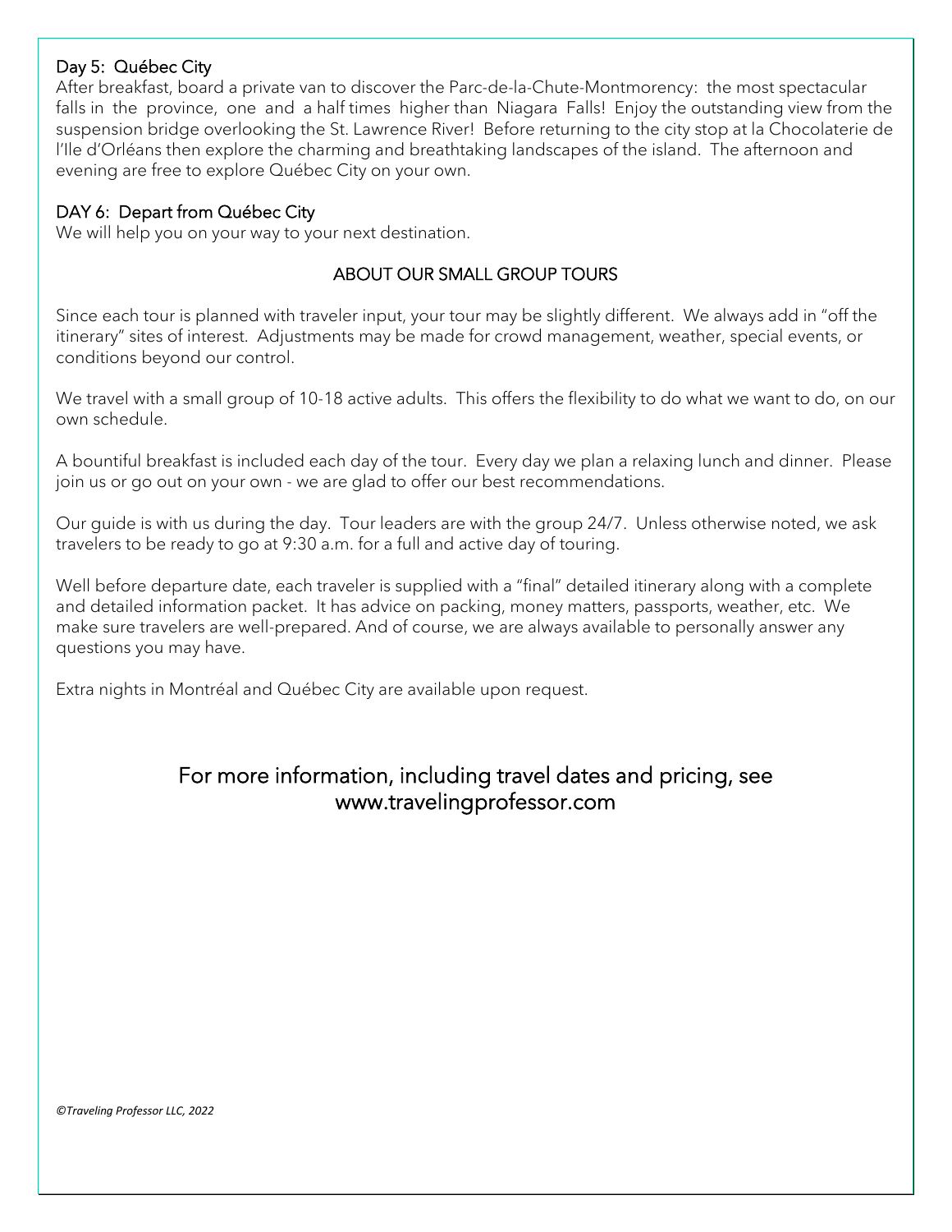### Day 5: Québec City

After breakfast, board a private van to discover the Parc-de-la-Chute-Montmorency: the most spectacular falls in the province, one and a half times higher than Niagara Falls! Enjoy the outstanding view from the suspension bridge overlooking the St. Lawrence River! Before returning to the city stop at la Chocolaterie de l'Ile d'Orléans then explore the charming and breathtaking landscapes of the island. The afternoon and evening are free to explore Québec City on your own.

### DAY 6: Depart from Québec City

We will help you on your way to your next destination.

## ABOUT OUR SMALL GROUP TOURS

Since each tour is planned with traveler input, your tour may be slightly different. We always add in "off the itinerary" sites of interest. Adjustments may be made for crowd management, weather, special events, or conditions beyond our control.

We travel with a small group of 10-18 active adults. This offers the flexibility to do what we want to do, on our own schedule.

A bountiful breakfast is included each day of the tour. Every day we plan a relaxing lunch and dinner. Please join us or go out on your own - we are glad to offer our best recommendations.

Our guide is with us during the day. Tour leaders are with the group 24/7. Unless otherwise noted, we ask travelers to be ready to go at 9:30 a.m. for a full and active day of touring.

Well before departure date, each traveler is supplied with a "final" detailed itinerary along with a complete and detailed information packet. It has advice on packing, money matters, passports, weather, etc. We make sure travelers are well-prepared. And of course, we are always available to personally answer any questions you may have.

Extra nights in Montréal and Québec City are available upon request.

## For more information, including travel dates and pricing, see www.travelingprofessor.com

*©Traveling Professor LLC, 2022*